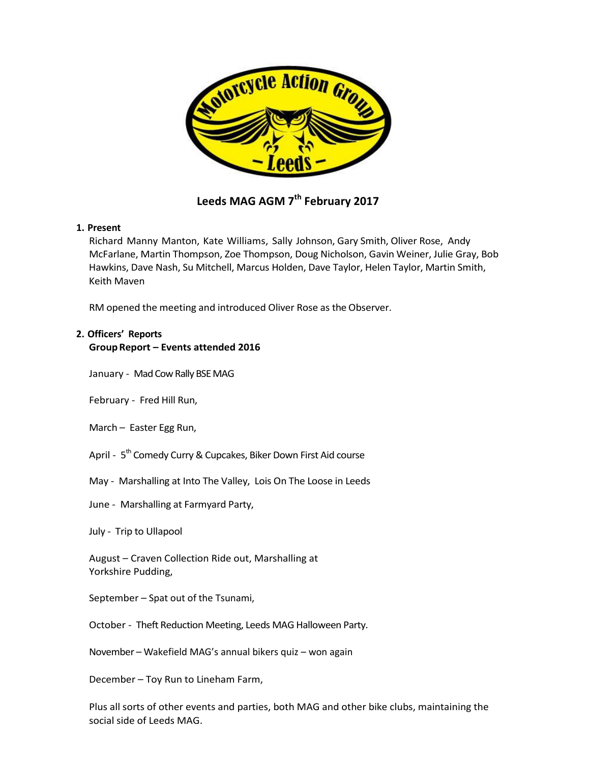# Leeds MAG AGM 7th February 2017

1. **Present**

   Richard Manny Manton, Kate Williams, Sally Johnson, Gary Smith, Oliver Rose, Andy McFarlane, Martin Thompson, Zoe Thompson, Doug Nicholson, Gavin Weiner, Julie Gray, Bob Hawkins, Dave Nash, Su Mitchell, Marcus Holden, Dave Taylor, Helen Taylor, Martin Smith, Keith Maven

   RM opened the meeting and introduced Oliver Rose as the Observer.

2. **Officers' Reports**

   **Group Report – Events attended 2016**

   January - Mad Cow Rally BSE MAG

   February - Fred Hill Run,

   March – Easter Egg Run,

   April - 5th Comedy Curry & Cupcakes, Biker Down First Aid course

   May - Marshalling at Into The Valley, Lois On The Loose in Leeds

   June - Marshalling at Farmyard Party,

   July - Trip to Ullapool

   August – Craven Collection Ride out, Marshalling at Yorkshire Pudding,

   September – Spat out of the Tsunami,

   October - Theft Reduction Meeting, Leeds MAG Halloween Party.

   November – Wakefield MAG's annual bikers quiz – won again

   December – Toy Run to Lineham Farm,

   Plus all sorts of other events and parties, both MAG and other bike clubs, maintaining the social side of Leeds MAG.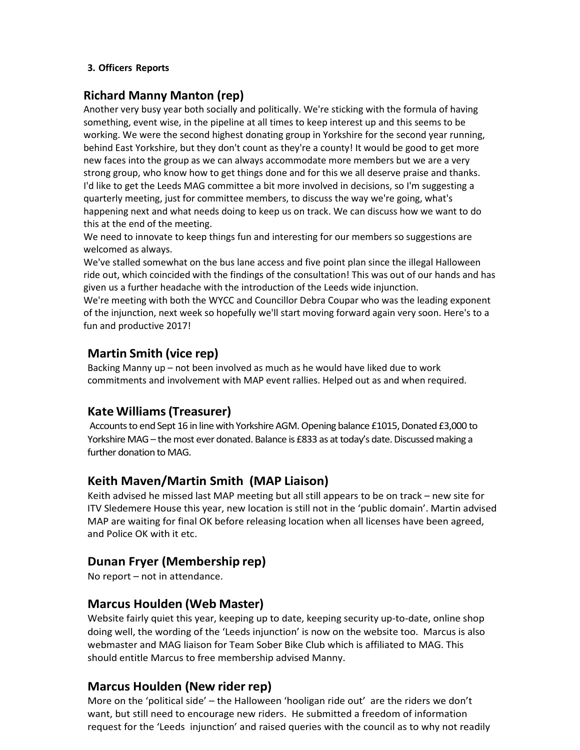**3. Officers Reports**

## Richard Manny Manton (rep)

Another very busy year both socially and politically. We're sticking with the formula of having something, event wise, in the pipeline at all times to keep interest up and this seems to be working. We were the second highest donating group in Yorkshire for the second year running, behind East Yorkshire, but they don't count as they're a county! It would be good to get more new faces into the group as we can always accommodate more members but we are a very strong group, who know how to get things done and for this we all deserve praise and thanks. I'd like to get the Leeds MAG committee a bit more involved in decisions, so I'm suggesting a quarterly meeting, just for committee members, to discuss the way we're going, what's happening next and what needs doing to keep us on track. We can discuss how we want to do this at the end of the meeting.

We need to innovate to keep things fun and interesting for our members so suggestions are welcomed as always.

We've stalled somewhat on the bus lane access and five point plan since the illegal Halloween ride out, which coincided with the findings of the consultation! This was out of our hands and has given us a further headache with the introduction of the Leeds wide injunction.

We're meeting with both the WYCC and Councillor Debra Coupar who was the leading exponent of the injunction, next week so hopefully we'll start moving forward again very soon. Here's to a fun and productive 2017!

## Martin Smith (vice rep)

Backing Manny up – not been involved as much as he would have liked due to work commitments and involvement with MAP event rallies. Helped out as and when required.

## Kate Williams (Treasurer)

Accounts to end Sept 16 in line with Yorkshire AGM. Opening balance £1015, Donated £3,000 to Yorkshire MAG – the most ever donated. Balance is £833 as at today's date. Discussed making a further donation to MAG.

## Keith Maven/Martin Smith (MAP Liaison)

Keith advised he missed last MAP meeting but all still appears to be on track – new site for ITV Sledemere House this year, new location is still not in the 'public domain'. Martin advised MAP are waiting for final OK before releasing location when all licenses have been agreed, and Police OK with it etc.

## Dunan Fryer (Membership rep)

No report – not in attendance.

## Marcus Houlden (Web Master)

Website fairly quiet this year, keeping up to date, keeping security up-to-date, online shop doing well, the wording of the 'Leeds injunction' is now on the website too. Marcus is also webmaster and MAG liaison for Team Sober Bike Club which is affiliated to MAG. This should entitle Marcus to free membership advised Manny.

## Marcus Houlden (New rider rep)

More on the 'political side' – the Halloween 'hooligan ride out' are the riders we don't want, but still need to encourage new riders. He submitted a freedom of information request for the 'Leeds injunction' and raised queries with the council as to why not readily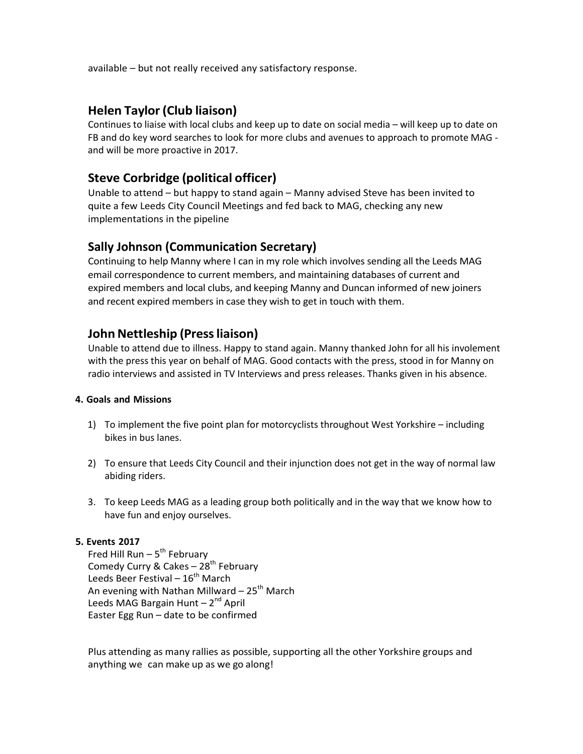available – but not really received any satisfactory response.

## Helen Taylor (Club liaison)

Continues to liaise with local clubs and keep up to date on social media – will keep up to date on FB and do key word searches to look for more clubs and avenues to approach to promote MAG - and will be more proactive in 2017.

## Steve Corbridge (political officer)

Unable to attend – but happy to stand again – Manny advised Steve has been invited to quite a few Leeds City Council Meetings and fed back to MAG, checking any new implementations in the pipeline

## Sally Johnson (Communication Secretary)

Continuing to help Manny where I can in my role which involves sending all the Leeds MAG email correspondence to current members, and maintaining databases of current and expired members and local clubs, and keeping Manny and Duncan informed of new joiners and recent expired members in case they wish to get in touch with them.

## John Nettleship (Press liaison)

Unable to attend due to illness. Happy to stand again. Manny thanked John for all his involement with the press this year on behalf of MAG. Good contacts with the press, stood in for Manny on radio interviews and assisted in TV Interviews and press releases. Thanks given in his absence.

**4. Goals and Missions**

1) To implement the five point plan for motorcyclists throughout West Yorkshire – including bikes in bus lanes.

2) To ensure that Leeds City Council and their injunction does not get in the way of normal law abiding riders.

3. To keep Leeds MAG as a leading group both politically and in the way that we know how to have fun and enjoy ourselves.

**5. Events 2017**

Fred Hill Run – 5th February
Comedy Curry & Cakes – 28th February
Leeds Beer Festival – 16th March
An evening with Nathan Millward – 25th March
Leeds MAG Bargain Hunt – 2nd April
Easter Egg Run – date to be confirmed

Plus attending as many rallies as possible, supporting all the other Yorkshire groups and anything we can make up as we go along!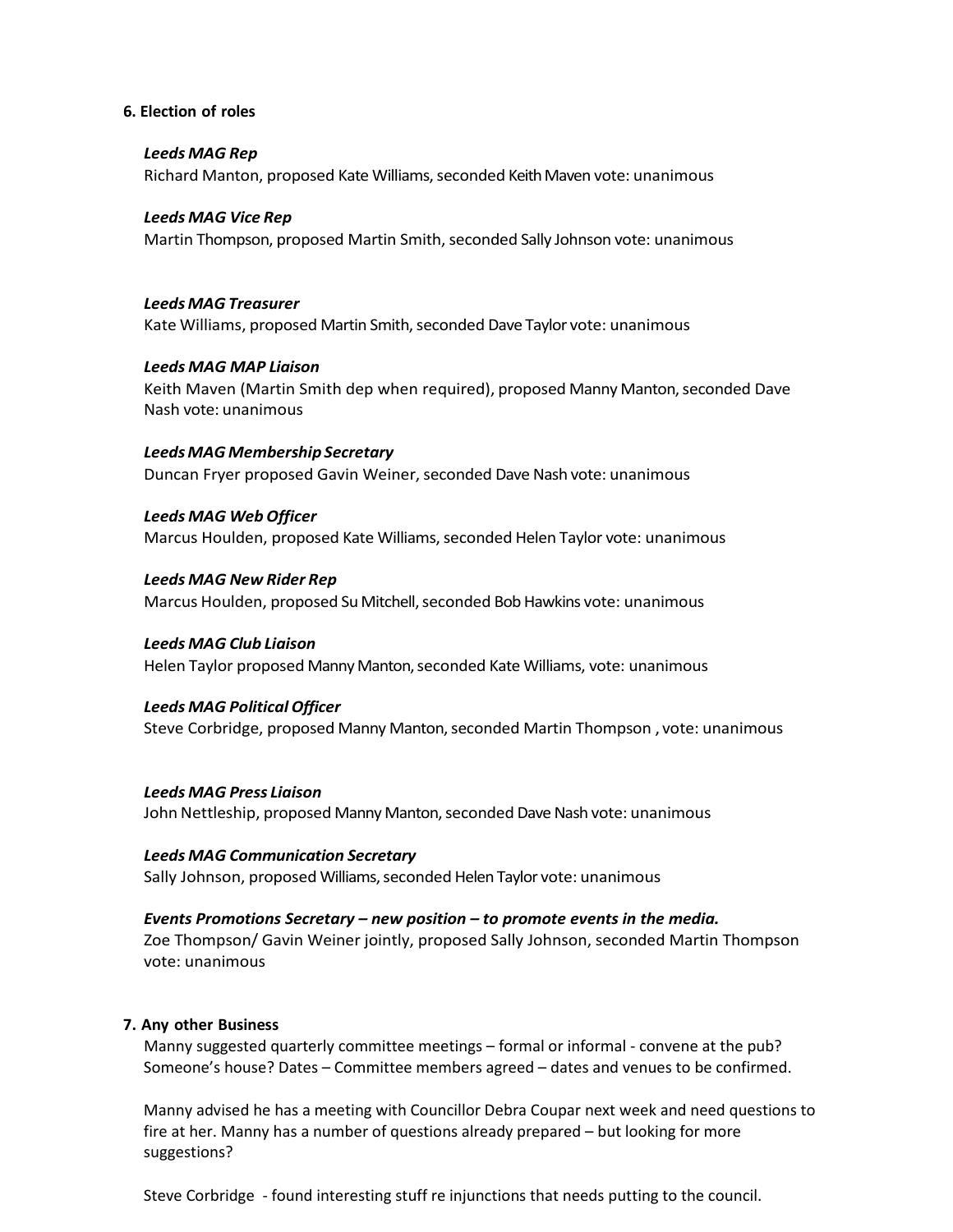**6. Election of roles**

***Leeds MAG Rep***
Richard Manton, proposed Kate Williams, seconded Keith Maven vote: unanimous

***Leeds MAG Vice Rep***
Martin Thompson, proposed Martin Smith, seconded Sally Johnson vote: unanimous

***Leeds MAG Treasurer***
Kate Williams, proposed Martin Smith, seconded Dave Taylor vote: unanimous

***Leeds MAG MAP Liaison***
Keith Maven (Martin Smith dep when required), proposed Manny Manton, seconded Dave Nash vote: unanimous

***Leeds MAG Membership Secretary***
Duncan Fryer proposed Gavin Weiner, seconded Dave Nash vote: unanimous

***Leeds MAG Web Officer***
Marcus Houlden, proposed Kate Williams, seconded Helen Taylor vote: unanimous

***Leeds MAG New Rider Rep***
Marcus Houlden, proposed Su Mitchell, seconded Bob Hawkins vote: unanimous

***Leeds MAG Club Liaison***
Helen Taylor proposed Manny Manton, seconded Kate Williams, vote: unanimous

***Leeds MAG Political Officer***
Steve Corbridge, proposed Manny Manton, seconded Martin Thompson , vote: unanimous

***Leeds MAG Press Liaison***
John Nettleship, proposed Manny Manton, seconded Dave Nash vote: unanimous

***Leeds MAG Communication Secretary***
Sally Johnson, proposed Williams, seconded Helen Taylor vote: unanimous

***Events Promotions Secretary – new position – to promote events in the media.***
Zoe Thompson/ Gavin Weiner jointly, proposed Sally Johnson, seconded Martin Thompson vote: unanimous

**7. Any other Business**

Manny suggested quarterly committee meetings – formal or informal - convene at the pub? Someone's house? Dates – Committee members agreed – dates and venues to be confirmed.

Manny advised he has a meeting with Councillor Debra Coupar next week and need questions to fire at her. Manny has a number of questions already prepared – but looking for more suggestions?

Steve Corbridge - found interesting stuff re injunctions that needs putting to the council.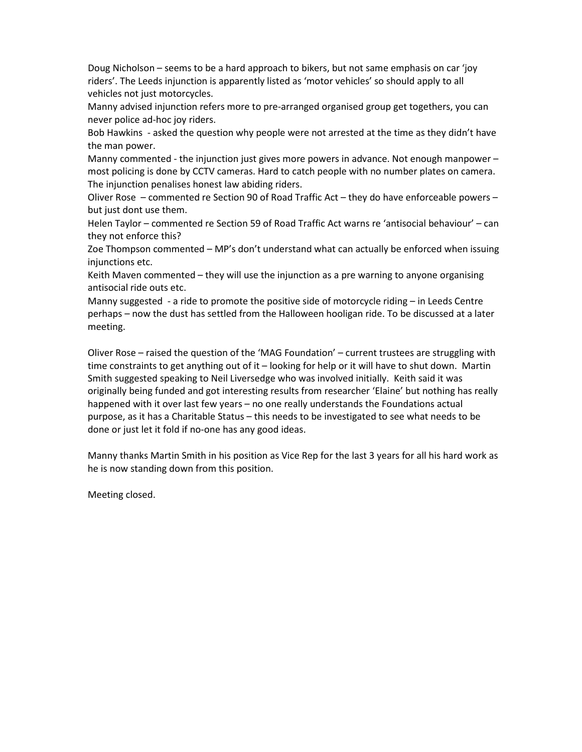Doug Nicholson – seems to be a hard approach to bikers, but not same emphasis on car 'joy riders'. The Leeds injunction is apparently listed as 'motor vehicles' so should apply to all vehicles not just motorcycles.

Manny advised injunction refers more to pre-arranged organised group get togethers, you can never police ad-hoc joy riders.

Bob Hawkins - asked the question why people were not arrested at the time as they didn't have the man power.

Manny commented - the injunction just gives more powers in advance. Not enough manpower – most policing is done by CCTV cameras. Hard to catch people with no number plates on camera. The injunction penalises honest law abiding riders.

Oliver Rose – commented re Section 90 of Road Traffic Act – they do have enforceable powers – but just dont use them.

Helen Taylor – commented re Section 59 of Road Traffic Act warns re 'antisocial behaviour' – can they not enforce this?

Zoe Thompson commented – MP's don't understand what can actually be enforced when issuing injunctions etc.

Keith Maven commented – they will use the injunction as a pre warning to anyone organising antisocial ride outs etc.

Manny suggested - a ride to promote the positive side of motorcycle riding – in Leeds Centre perhaps – now the dust has settled from the Halloween hooligan ride. To be discussed at a later meeting.

Oliver Rose – raised the question of the 'MAG Foundation' – current trustees are struggling with time constraints to get anything out of it – looking for help or it will have to shut down. Martin Smith suggested speaking to Neil Liversedge who was involved initially. Keith said it was originally being funded and got interesting results from researcher 'Elaine' but nothing has really happened with it over last few years – no one really understands the Foundations actual purpose, as it has a Charitable Status – this needs to be investigated to see what needs to be done or just let it fold if no-one has any good ideas.

Manny thanks Martin Smith in his position as Vice Rep for the last 3 years for all his hard work as he is now standing down from this position.

Meeting closed.